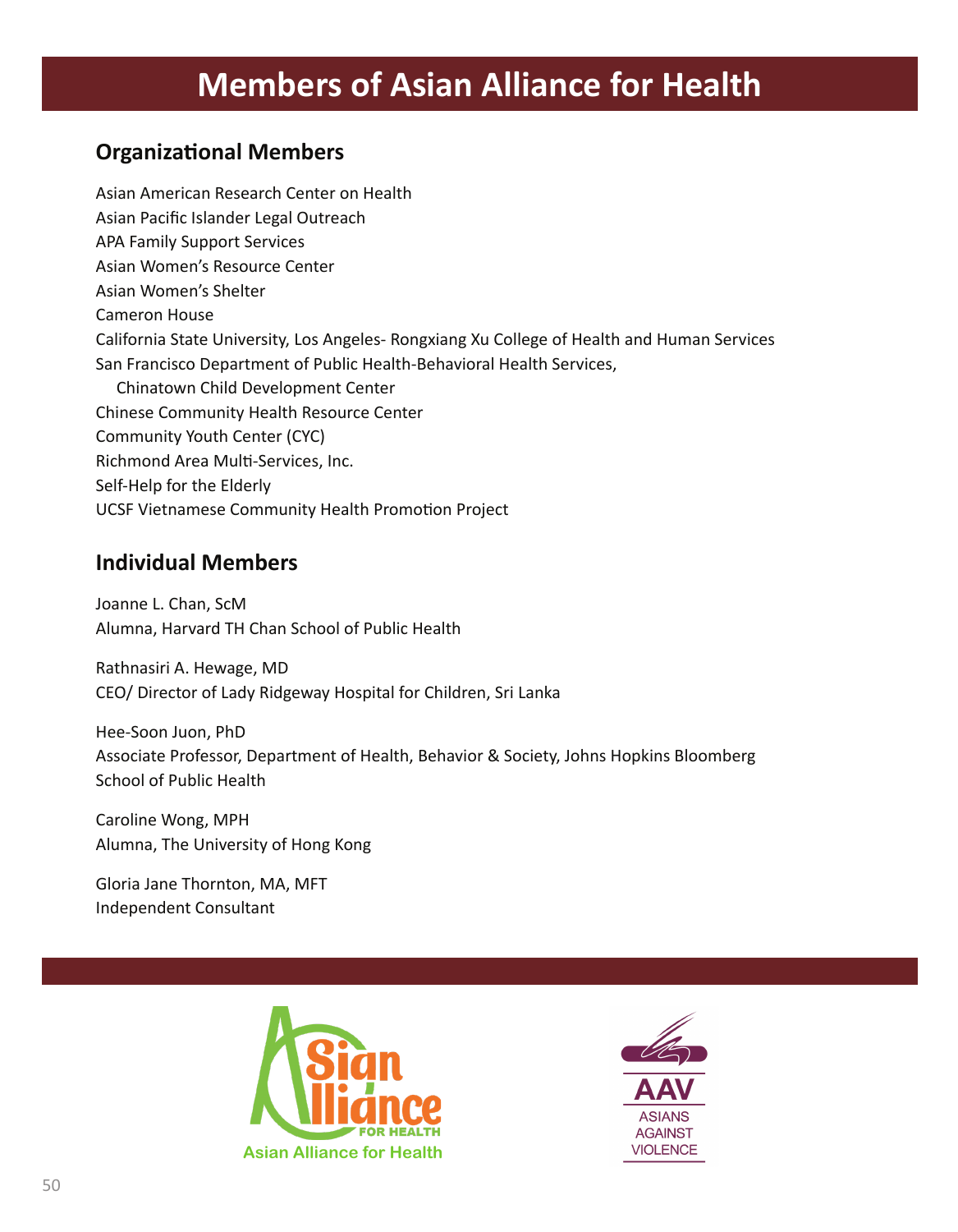# Members of Asian Alliance for Health

## Organizational Members

Asian American Research Center on Health
Asian Pacific Islander Legal Outreach
APA Family Support Services
Asian Women's Resource Center
Asian Women's Shelter
Cameron House
California State University, Los Angeles- Rongxiang Xu College of Health and Human Services
San Francisco Department of Public Health-Behavioral Health Services,
Chinatown Child Development Center
Chinese Community Health Resource Center
Community Youth Center (CYC)
Richmond Area Multi-Services, Inc.
Self-Help for the Elderly
UCSF Vietnamese Community Health Promotion Project

## Individual Members

Joanne L. Chan, ScM
Alumna, Harvard TH Chan School of Public Health

Rathnasiri A. Hewage, MD
CEO/ Director of Lady Ridgeway Hospital for Children, Sri Lanka

Hee-Soon Juon, PhD
Associate Professor, Department of Health, Behavior & Society, Johns Hopkins Bloomberg School of Public Health

Caroline Wong, MPH
Alumna, The University of Hong Kong

Gloria Jane Thornton, MA, MFT
Independent Consultant

Asian Alliance for Health

AAV
ASIANS AGAINST VIOLENCE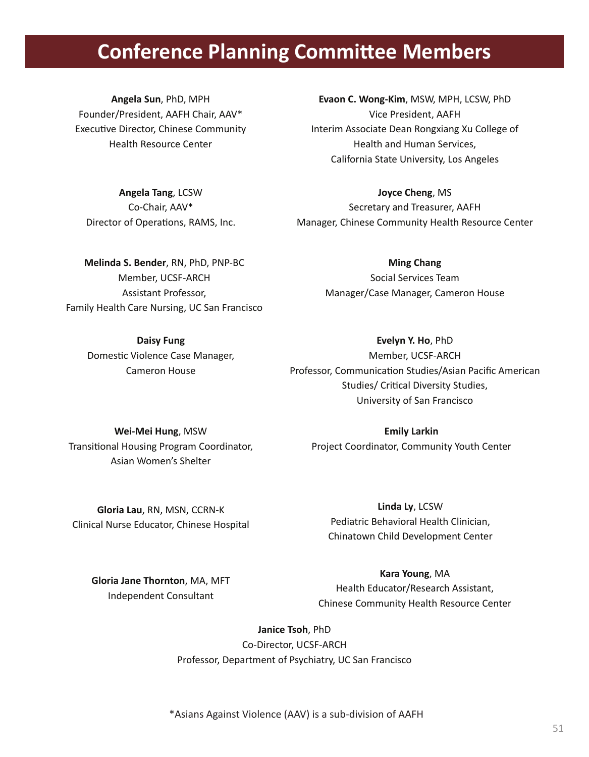# Conference Planning Committee Members

**Angela Sun**, PhD, MPH
Founder/President, AAFH Chair, AAV*
Executive Director, Chinese Community Health Resource Center

**Evaon C. Wong-Kim**, MSW, MPH, LCSW, PhD
Vice President, AAFH
Interim Associate Dean Rongxiang Xu College of Health and Human Services,
California State University, Los Angeles

**Angela Tang**, LCSW
Co-Chair, AAV*
Director of Operations, RAMS, Inc.

**Joyce Cheng**, MS
Secretary and Treasurer, AAFH
Manager, Chinese Community Health Resource Center

**Melinda S. Bender**, RN, PhD, PNP-BC
Member, UCSF-ARCH
Assistant Professor,
Family Health Care Nursing, UC San Francisco

**Ming Chang**
Social Services Team
Manager/Case Manager, Cameron House

**Daisy Fung**
Domestic Violence Case Manager,
Cameron House

**Evelyn Y. Ho**, PhD
Member, UCSF-ARCH
Professor, Communication Studies/Asian Pacific American Studies/ Critical Diversity Studies,
University of San Francisco

**Wei-Mei Hung**, MSW
Transitional Housing Program Coordinator,
Asian Women's Shelter

**Emily Larkin**
Project Coordinator, Community Youth Center

**Gloria Lau**, RN, MSN, CCRN-K
Clinical Nurse Educator, Chinese Hospital

**Linda Ly**, LCSW
Pediatric Behavioral Health Clinician,
Chinatown Child Development Center

**Gloria Jane Thornton**, MA, MFT
Independent Consultant

**Kara Young**, MA
Health Educator/Research Assistant,
Chinese Community Health Resource Center

**Janice Tsoh**, PhD
Co-Director, UCSF-ARCH
Professor, Department of Psychiatry, UC San Francisco

*Asians Against Violence (AAV) is a sub-division of AAFH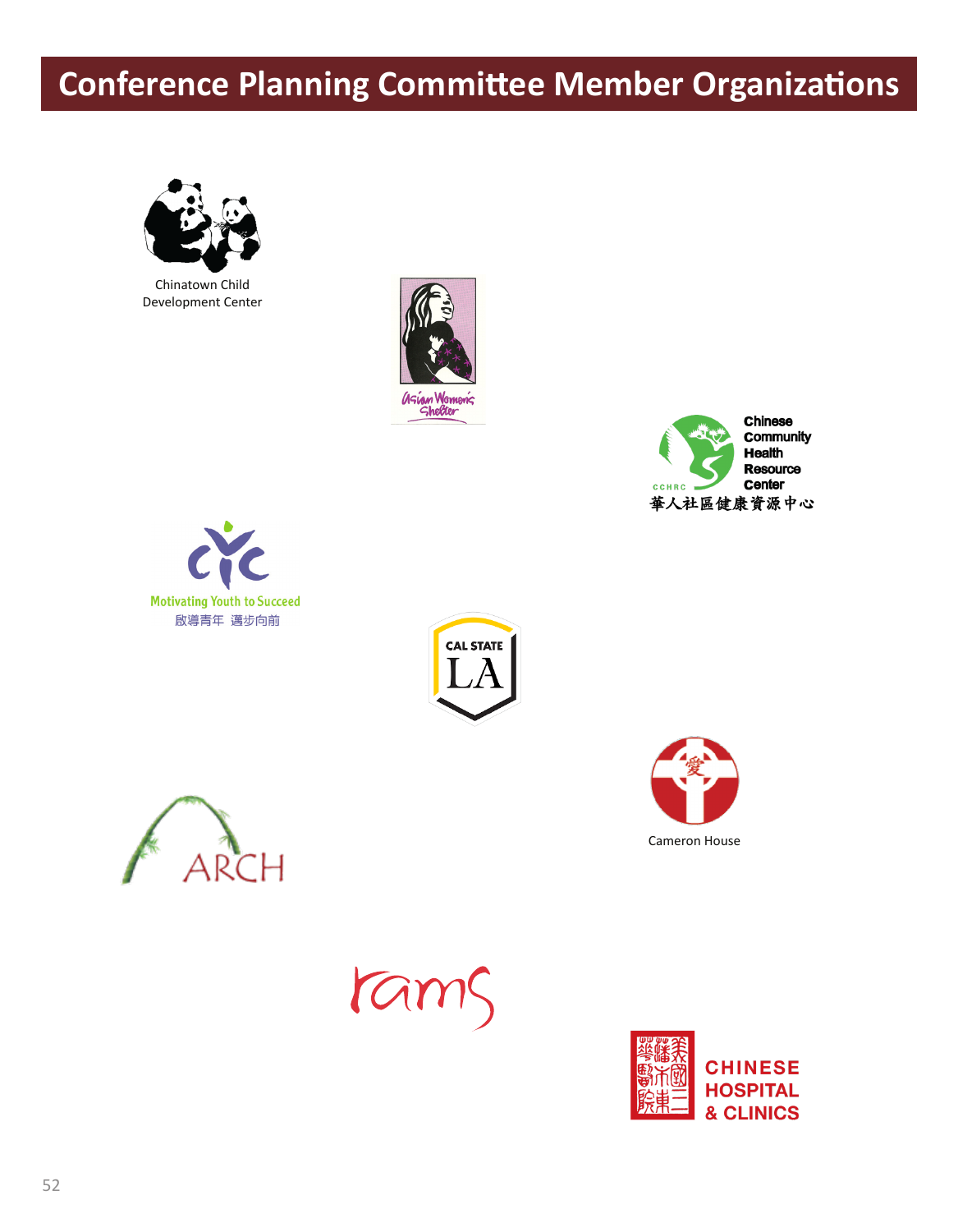# Conference Planning Committee Member Organizations

Chinatown Child Development Center

Asian Women's Shelter

Chinese Community Health Resource Center
CCHRC
華人社區健康資源中心

CYC
Motivating Youth to Succeed
啟導青年 邁步向前

CAL STATE LA

ARCH

Cameron House

rams

CHINESE HOSPITAL & CLINICS